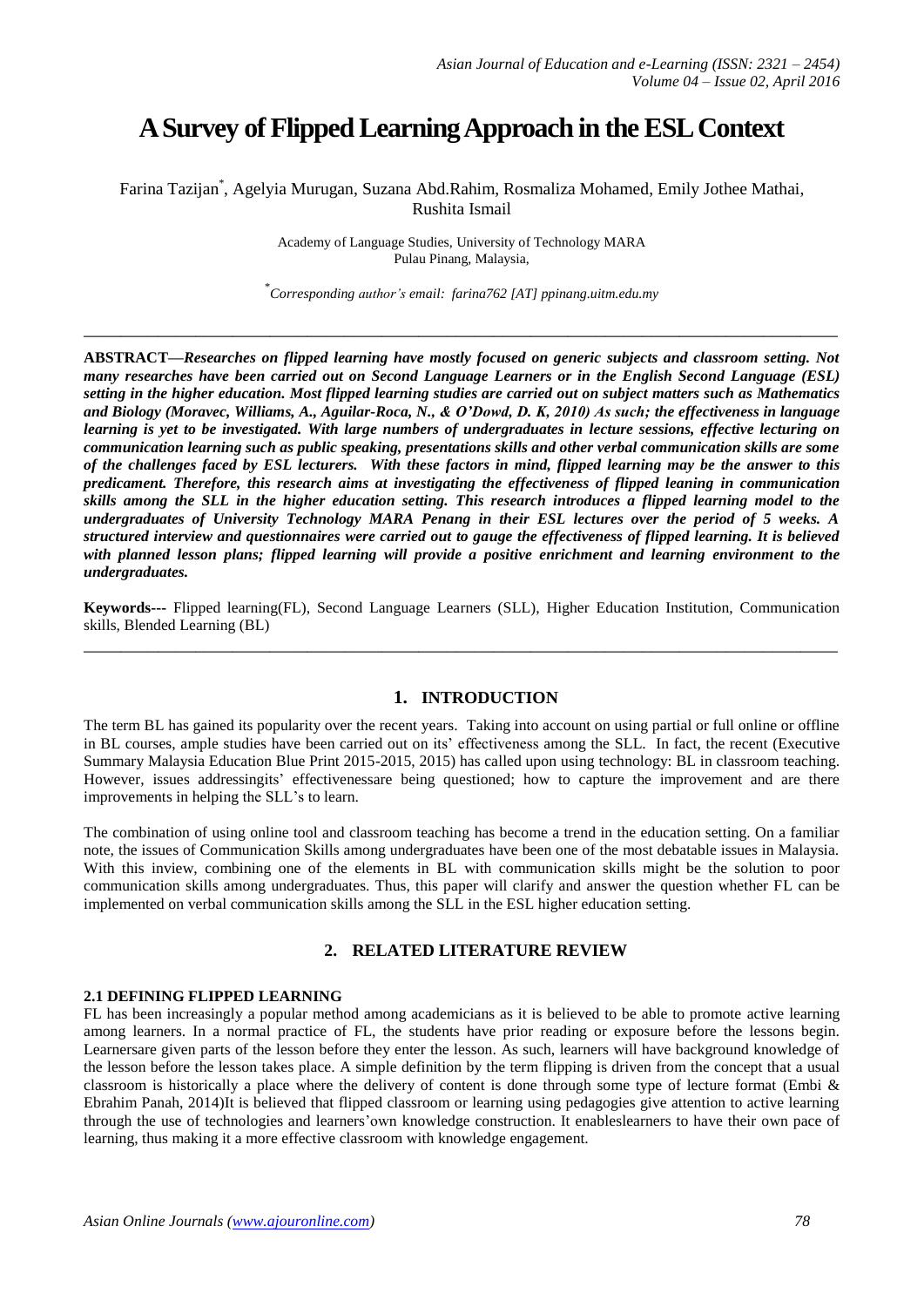# A Survey of Flipped Learning Approach in the ESL Context

Farina Tazijan[*], Agelyia Murugan, Suzana Abd.Rahim, Rosmaliza Mohamed, Emily Jothee Mathai, Rushita Ismail

Academy of Language Studies, University of Technology MARA
Pulau Pinang, Malaysia,

[*]*Corresponding author's email: farina762 [AT] ppinang.uitm.edu.my*

---

**ABSTRACT—*Researches on flipped learning have mostly focused on generic subjects and classroom setting. Not many researches have been carried out on Second Language Learners or in the English Second Language (ESL) setting in the higher education. Most flipped learning studies are carried out on subject matters such as Mathematics and Biology (Moravec, Williams, A., Aguilar-Roca, N., & O'Dowd, D. K, 2010) As such; the effectiveness in language learning is yet to be investigated. With large numbers of undergraduates in lecture sessions, effective lecturing on communication learning such as public speaking, presentations skills and other verbal communication skills are some of the challenges faced by ESL lecturers. With these factors in mind, flipped learning may be the answer to this predicament. Therefore, this research aims at investigating the effectiveness of flipped leaning in communication skills among the SLL in the higher education setting. This research introduces a flipped learning model to the undergraduates of University Technology MARA Penang in their ESL lectures over the period of 5 weeks. A structured interview and questionnaires were carried out to gauge the effectiveness of flipped learning. It is believed with planned lesson plans; flipped learning will provide a positive enrichment and learning environment to the undergraduates.***

**Keywords---** Flipped learning(FL), Second Language Learners (SLL), Higher Education Institution, Communication skills, Blended Learning (BL)

---

## 1. INTRODUCTION

The term BL has gained its popularity over the recent years. Taking into account on using partial or full online or offline in BL courses, ample studies have been carried out on its' effectiveness among the SLL. In fact, the recent (Executive Summary Malaysia Education Blue Print 2015-2015, 2015) has called upon using technology: BL in classroom teaching. However, issues addressingits' effectivenessare being questioned; how to capture the improvement and are there improvements in helping the SLL's to learn.

The combination of using online tool and classroom teaching has become a trend in the education setting. On a familiar note, the issues of Communication Skills among undergraduates have been one of the most debatable issues in Malaysia. With this inview, combining one of the elements in BL with communication skills might be the solution to poor communication skills among undergraduates. Thus, this paper will clarify and answer the question whether FL can be implemented on verbal communication skills among the SLL in the ESL higher education setting.

## 2. RELATED LITERATURE REVIEW

### 2.1 DEFINING FLIPPED LEARNING

FL has been increasingly a popular method among academicians as it is believed to be able to promote active learning among learners. In a normal practice of FL, the students have prior reading or exposure before the lessons begin. Learnersare given parts of the lesson before they enter the lesson. As such, learners will have background knowledge of the lesson before the lesson takes place. A simple definition by the term flipping is driven from the concept that a usual classroom is historically a place where the delivery of content is done through some type of lecture format (Embi & Ebrahim Panah, 2014)It is believed that flipped classroom or learning using pedagogies give attention to active learning through the use of technologies and learners'own knowledge construction. It enableslearners to have their own pace of learning, thus making it a more effective classroom with knowledge engagement.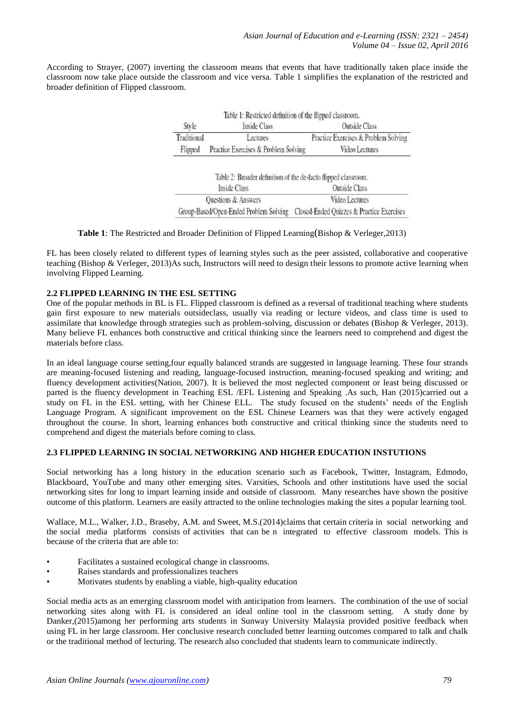According to Strayer, (2007) inverting the classroom means that events that have traditionally taken place inside the classroom now take place outside the classroom and vice versa. Table 1 simplifies the explanation of the restricted and broader definition of Flipped classroom.

Table 1: Restricted definition of the flipped classroom.

| Style | Inside Class | Outside Class |
|---|---|---|
| Traditional | Lectures | Practice Exercises & Problem Solving |
| Flipped | Practice Exercises & Problem Solving | Video Lectures |

Table 2: Broader definition of the de-facto flipped classroom.

| Inside Class | Outside Class |
|---|---|
| Questions & Answers | Video Lectures |
| Group-Based/Open-Ended Problem Solving | Closed-Ended Quizzes & Practice Exercises |

**Table 1**: The Restricted and Broader Definition of Flipped Learning(Bishop & Verleger,2013)

FL has been closely related to different types of learning styles such as the peer assisted, collaborative and cooperative teaching (Bishop & Verleger, 2013)As such, Instructors will need to design their lessons to promote active learning when involving Flipped Learning.

### 2.2 FLIPPED LEARNING IN THE ESL SETTING

One of the popular methods in BL is FL. Flipped classroom is defined as a reversal of traditional teaching where students gain first exposure to new materials outsideclass, usually via reading or lecture videos, and class time is used to assimilate that knowledge through strategies such as problem-solving, discussion or debates (Bishop & Verleger, 2013). Many believe FL enhances both constructive and critical thinking since the learners need to comprehend and digest the materials before class.

In an ideal language course setting,four equally balanced strands are suggested in language learning. These four strands are meaning-focused listening and reading, language-focused instruction, meaning-focused speaking and writing; and fluency development activities(Nation, 2007). It is believed the most neglected component or least being discussed or parted is the fluency development in Teaching ESL /EFL Listening and Speaking .As such, Han (2015)carried out a study on FL in the ESL setting, with her Chinese ELL. The study focused on the students' needs of the English Language Program. A significant improvement on the ESL Chinese Learners was that they were actively engaged throughout the course. In short, learning enhances both constructive and critical thinking since the students need to comprehend and digest the materials before coming to class.

### 2.3 FLIPPED LEARNING IN SOCIAL NETWORKING AND HIGHER EDUCATION INSTUTIONS

Social networking has a long history in the education scenario such as Facebook, Twitter, Instagram, Edmodo, Blackboard, YouTube and many other emerging sites. Varsities, Schools and other institutions have used the social networking sites for long to impart learning inside and outside of classroom. Many researches have shown the positive outcome of this platform. Learners are easily attracted to the online technologies making the sites a popular learning tool.

Wallace, M.L., Walker, J.D., Braseby, A.M. and Sweet, M.S.(2014)claims that certain criteria in social networking and the social media platforms consists of activities that can be n integrated to effective classroom models. This is because of the criteria that are able to:

- Facilitates a sustained ecological change in classrooms.
- Raises standards and professionalizes teachers
- Motivates students by enabling a viable, high-quality education

Social media acts as an emerging classroom model with anticipation from learners. The combination of the use of social networking sites along with FL is considered an ideal online tool in the classroom setting. A study done by Danker,(2015)among her performing arts students in Sunway University Malaysia provided positive feedback when using FL in her large classroom. Her conclusive research concluded better learning outcomes compared to talk and chalk or the traditional method of lecturing. The research also concluded that students learn to communicate indirectly.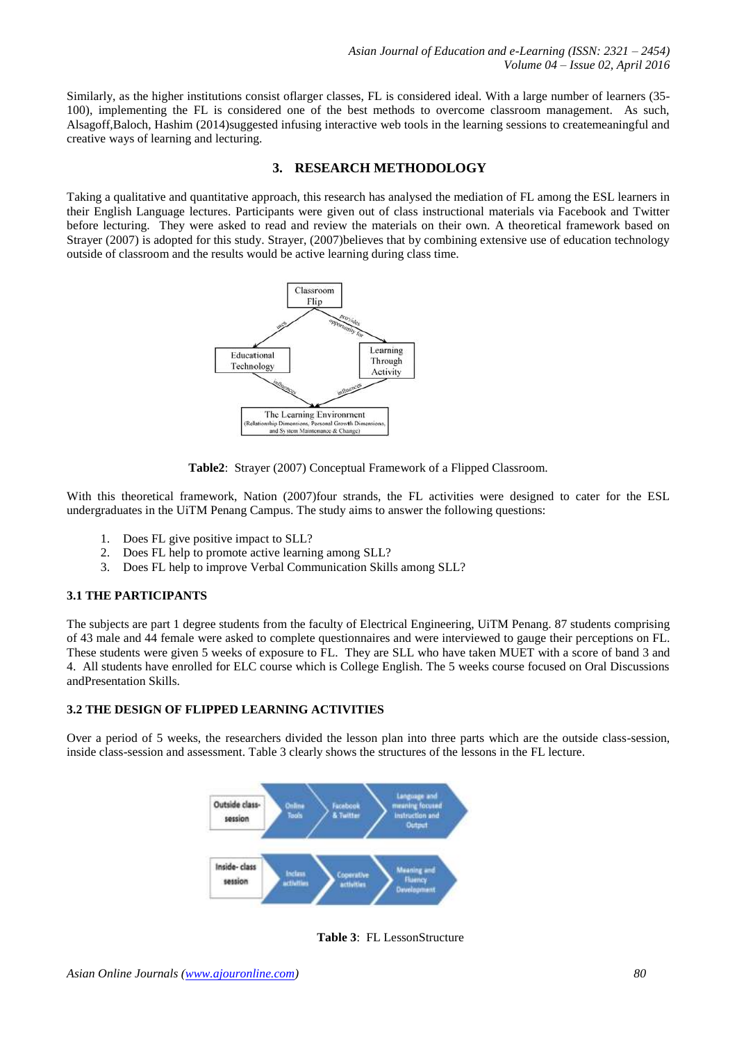Similarly, as the higher institutions consist oflarger classes, FL is considered ideal. With a large number of learners (35-100), implementing the FL is considered one of the best methods to overcome classroom management. As such, Alsagoff,Baloch, Hashim (2014)suggested infusing interactive web tools in the learning sessions to createmeaningful and creative ways of learning and lecturing.

## 3. RESEARCH METHODOLOGY

Taking a qualitative and quantitative approach, this research has analysed the mediation of FL among the ESL learners in their English Language lectures. Participants were given out of class instructional materials via Facebook and Twitter before lecturing. They were asked to read and review the materials on their own. A theoretical framework based on Strayer (2007) is adopted for this study. Strayer, (2007)believes that by combining extensive use of education technology outside of classroom and the results would be active learning during class time.

**Table2**: Strayer (2007) Conceptual Framework of a Flipped Classroom.

With this theoretical framework, Nation (2007)four strands, the FL activities were designed to cater for the ESL undergraduates in the UiTM Penang Campus. The study aims to answer the following questions:

1. Does FL give positive impact to SLL?
2. Does FL help to promote active learning among SLL?
3. Does FL help to improve Verbal Communication Skills among SLL?

### 3.1 THE PARTICIPANTS

The subjects are part 1 degree students from the faculty of Electrical Engineering, UiTM Penang. 87 students comprising of 43 male and 44 female were asked to complete questionnaires and were interviewed to gauge their perceptions on FL. These students were given 5 weeks of exposure to FL. They are SLL who have taken MUET with a score of band 3 and 4. All students have enrolled for ELC course which is College English. The 5 weeks course focused on Oral Discussions andPresentation Skills.

### 3.2 THE DESIGN OF FLIPPED LEARNING ACTIVITIES

Over a period of 5 weeks, the researchers divided the lesson plan into three parts which are the outside class-session, inside class-session and assessment. Table 3 clearly shows the structures of the lessons in the FL lecture.

**Table 3**: FL LessonStructure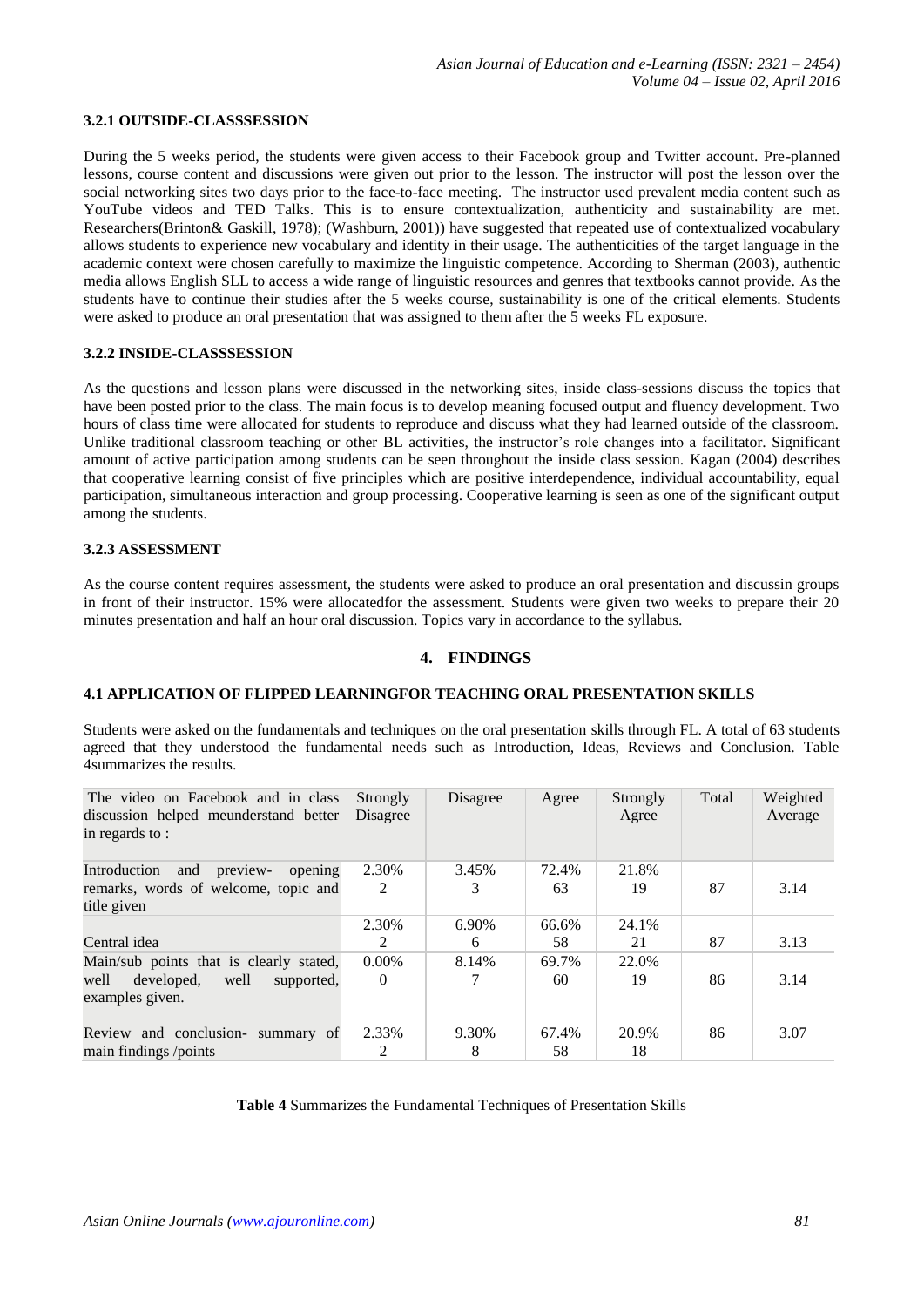### 3.2.1 OUTSIDE-CLASSSESSION

During the 5 weeks period, the students were given access to their Facebook group and Twitter account. Pre-planned lessons, course content and discussions were given out prior to the lesson. The instructor will post the lesson over the social networking sites two days prior to the face-to-face meeting. The instructor used prevalent media content such as YouTube videos and TED Talks. This is to ensure contextualization, authenticity and sustainability are met. Researchers(Brinton& Gaskill, 1978); (Washburn, 2001)) have suggested that repeated use of contextualized vocabulary allows students to experience new vocabulary and identity in their usage. The authenticities of the target language in the academic context were chosen carefully to maximize the linguistic competence. According to Sherman (2003), authentic media allows English SLL to access a wide range of linguistic resources and genres that textbooks cannot provide. As the students have to continue their studies after the 5 weeks course, sustainability is one of the critical elements. Students were asked to produce an oral presentation that was assigned to them after the 5 weeks FL exposure.

### 3.2.2 INSIDE-CLASSSESSION

As the questions and lesson plans were discussed in the networking sites, inside class-sessions discuss the topics that have been posted prior to the class. The main focus is to develop meaning focused output and fluency development. Two hours of class time were allocated for students to reproduce and discuss what they had learned outside of the classroom. Unlike traditional classroom teaching or other BL activities, the instructor's role changes into a facilitator. Significant amount of active participation among students can be seen throughout the inside class session. Kagan (2004) describes that cooperative learning consist of five principles which are positive interdependence, individual accountability, equal participation, simultaneous interaction and group processing. Cooperative learning is seen as one of the significant output among the students.

### 3.2.3 ASSESSMENT

As the course content requires assessment, the students were asked to produce an oral presentation and discussin groups in front of their instructor. 15% were allocatedfor the assessment. Students were given two weeks to prepare their 20 minutes presentation and half an hour oral discussion. Topics vary in accordance to the syllabus.

## 4. FINDINGS

### 4.1 APPLICATION OF FLIPPED LEARNINGFOR TEACHING ORAL PRESENTATION SKILLS

Students were asked on the fundamentals and techniques on the oral presentation skills through FL. A total of 63 students agreed that they understood the fundamental needs such as Introduction, Ideas, Reviews and Conclusion. Table 4summarizes the results.

| The video on Facebook and in class discussion helped meunderstand better in regards to : | Strongly Disagree | Disagree | Agree | Strongly Agree | Total | Weighted Average |
|---|---|---|---|---|---|---|
| Introduction and preview- opening remarks, words of welcome, topic and title given | 2.30% 2 | 3.45% 3 | 72.4% 63 | 21.8% 19 | 87 | 3.14 |
| Central idea | 2.30% 2 | 6.90% 6 | 66.6% 58 | 24.1% 21 | 87 | 3.13 |
| Main/sub points that is clearly stated, well developed, well supported, examples given. | 0.00% 0 | 8.14% 7 | 69.7% 60 | 22.0% 19 | 86 | 3.14 |
| Review and conclusion- summary of main findings /points | 2.33% 2 | 9.30% 8 | 67.4% 58 | 20.9% 18 | 86 | 3.07 |

**Table 4** Summarizes the Fundamental Techniques of Presentation Skills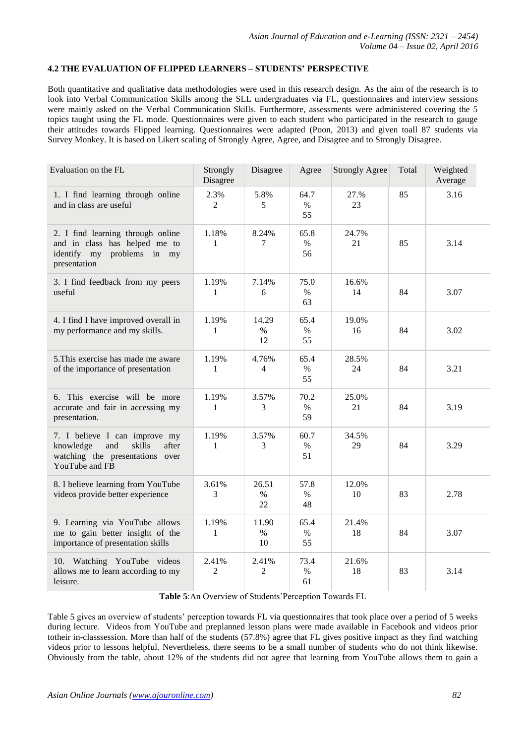### 4.2 THE EVALUATION OF FLIPPED LEARNERS – STUDENTS' PERSPECTIVE

Both quantitative and qualitative data methodologies were used in this research design. As the aim of the research is to look into Verbal Communication Skills among the SLL undergraduates via FL, questionnaires and interview sessions were mainly asked on the Verbal Communication Skills. Furthermore, assessments were administered covering the 5 topics taught using the FL mode. Questionnaires were given to each student who participated in the research to gauge their attitudes towards Flipped learning. Questionnaires were adapted (Poon, 2013) and given toall 87 students via Survey Monkey. It is based on Likert scaling of Strongly Agree, Agree, and Disagree and to Strongly Disagree.

| Evaluation on the FL | Strongly Disagree | Disagree | Agree | Strongly Agree | Total | Weighted Average |
|---|---|---|---|---|---|---|
| 1. I find learning through online and in class are useful | 2.3% 2 | 5.8% 5 | 64.7 % 55 | 27.% 23 | 85 | 3.16 |
| 2. I find learning through online and in class has helped me to identify my problems in my presentation | 1.18% 1 | 8.24% 7 | 65.8 % 56 | 24.7% 21 | 85 | 3.14 |
| 3. I find feedback from my peers useful | 1.19% 1 | 7.14% 6 | 75.0 % 63 | 16.6% 14 | 84 | 3.07 |
| 4. I find I have improved overall in my performance and my skills. | 1.19% 1 | 14.29 % 12 | 65.4 % 55 | 19.0% 16 | 84 | 3.02 |
| 5.This exercise has made me aware of the importance of presentation | 1.19% 1 | 4.76% 4 | 65.4 % 55 | 28.5% 24 | 84 | 3.21 |
| 6. This exercise will be more accurate and fair in accessing my presentation. | 1.19% 1 | 3.57% 3 | 70.2 % 59 | 25.0% 21 | 84 | 3.19 |
| 7. I believe I can improve my knowledge and skills after watching the presentations over YouTube and FB | 1.19% 1 | 3.57% 3 | 60.7 % 51 | 34.5% 29 | 84 | 3.29 |
| 8. I believe learning from YouTube videos provide better experience | 3.61% 3 | 26.51 % 22 | 57.8 % 48 | 12.0% 10 | 83 | 2.78 |
| 9. Learning via YouTube allows me to gain better insight of the importance of presentation skills | 1.19% 1 | 11.90 % 10 | 65.4 % 55 | 21.4% 18 | 84 | 3.07 |
| 10. Watching YouTube videos allows me to learn according to my leisure. | 2.41% 2 | 2.41% 2 | 73.4 % 61 | 21.6% 18 | 83 | 3.14 |

**Table 5**:An Overview of Students'Perception Towards FL

Table 5 gives an overview of students' perception towards FL via questionnaires that took place over a period of 5 weeks during lecture. Videos from YouTube and preplanned lesson plans were made available in Facebook and videos prior totheir in-classsession. More than half of the students (57.8%) agree that FL gives positive impact as they find watching videos prior to lessons helpful. Nevertheless, there seems to be a small number of students who do not think likewise. Obviously from the table, about 12% of the students did not agree that learning from YouTube allows them to gain a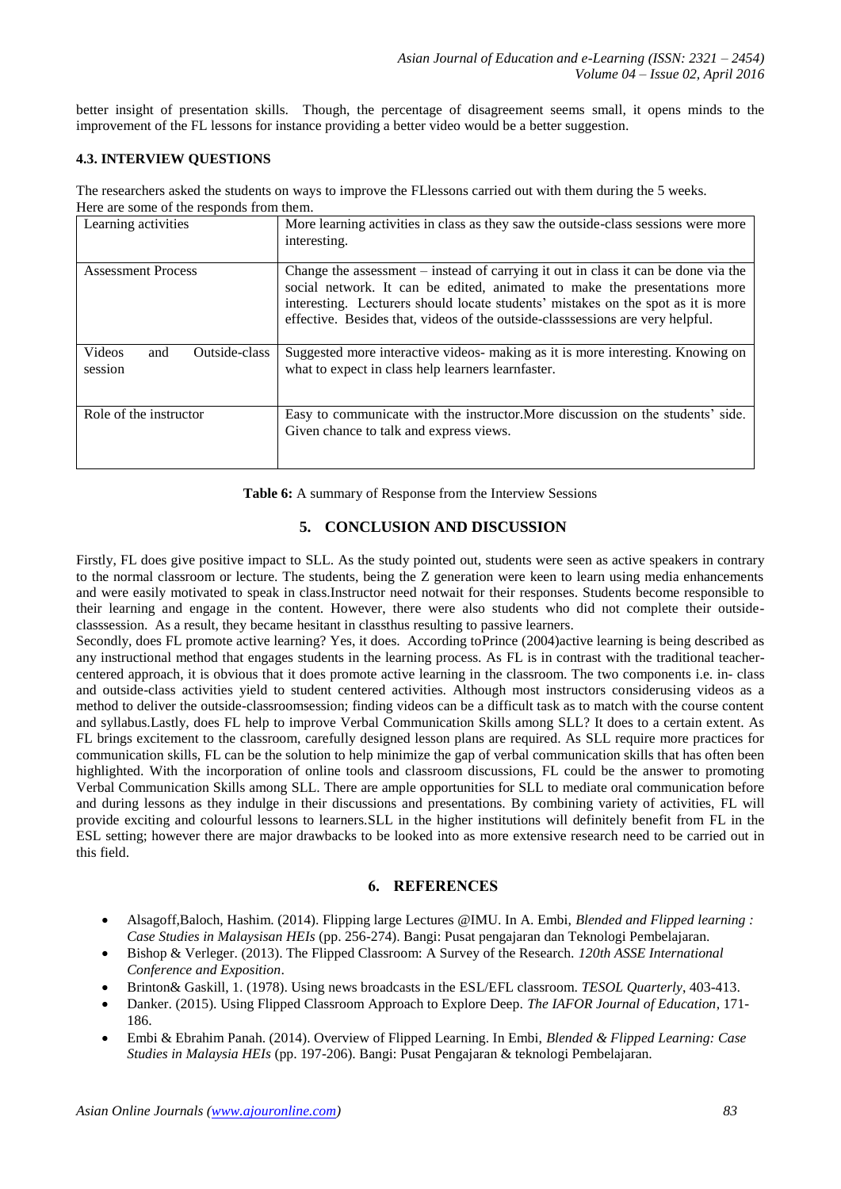better insight of presentation skills. Though, the percentage of disagreement seems small, it opens minds to the improvement of the FL lessons for instance providing a better video would be a better suggestion.

### 4.3. INTERVIEW QUESTIONS

The researchers asked the students on ways to improve the FLlessons carried out with them during the 5 weeks. Here are some of the responds from them.

| | |
|---|---|
| Learning activities | More learning activities in class as they saw the outside-class sessions were more interesting. |
| Assessment Process | Change the assessment – instead of carrying it out in class it can be done via the social network. It can be edited, animated to make the presentations more interesting. Lecturers should locate students' mistakes on the spot as it is more effective. Besides that, videos of the outside-classsessions are very helpful. |
| Videos and Outside-class session | Suggested more interactive videos- making as it is more interesting. Knowing on what to expect in class help learners learnfaster. |
| Role of the instructor | Easy to communicate with the instructor.More discussion on the students' side. Given chance to talk and express views. |

**Table 6:** A summary of Response from the Interview Sessions

## 5. CONCLUSION AND DISCUSSION

Firstly, FL does give positive impact to SLL. As the study pointed out, students were seen as active speakers in contrary to the normal classroom or lecture. The students, being the Z generation were keen to learn using media enhancements and were easily motivated to speak in class.Instructor need notwait for their responses. Students become responsible to their learning and engage in the content. However, there were also students who did not complete their outside-classsession. As a result, they became hesitant in classthus resulting to passive learners.

Secondly, does FL promote active learning? Yes, it does. According toPrince (2004)active learning is being described as any instructional method that engages students in the learning process. As FL is in contrast with the traditional teacher-centered approach, it is obvious that it does promote active learning in the classroom. The two components i.e. in- class and outside-class activities yield to student centered activities. Although most instructors considerusing videos as a method to deliver the outside-classroomsession; finding videos can be a difficult task as to match with the course content and syllabus.Lastly, does FL help to improve Verbal Communication Skills among SLL? It does to a certain extent. As FL brings excitement to the classroom, carefully designed lesson plans are required. As SLL require more practices for communication skills, FL can be the solution to help minimize the gap of verbal communication skills that has often been highlighted. With the incorporation of online tools and classroom discussions, FL could be the answer to promoting Verbal Communication Skills among SLL. There are ample opportunities for SLL to mediate oral communication before and during lessons as they indulge in their discussions and presentations. By combining variety of activities, FL will provide exciting and colourful lessons to learners.SLL in the higher institutions will definitely benefit from FL in the ESL setting; however there are major drawbacks to be looked into as more extensive research need to be carried out in this field.

## 6. REFERENCES

- Alsagoff,Baloch, Hashim. (2014). Flipping large Lectures @IMU. In A. Embi, *Blended and Flipped learning : Case Studies in Malaysisan HEIs* (pp. 256-274). Bangi: Pusat pengajaran dan Teknologi Pembelajaran.
- Bishop & Verleger. (2013). The Flipped Classroom: A Survey of the Research. *120th ASSE International Conference and Exposition*.
- Brinton& Gaskill, 1. (1978). Using news broadcasts in the ESL/EFL classroom. *TESOL Quarterly*, 403-413.
- Danker. (2015). Using Flipped Classroom Approach to Explore Deep. *The IAFOR Journal of Education*, 171-186.
- Embi & Ebrahim Panah. (2014). Overview of Flipped Learning. In Embi, *Blended & Flipped Learning: Case Studies in Malaysia HEIs* (pp. 197-206). Bangi: Pusat Pengajaran & teknologi Pembelajaran.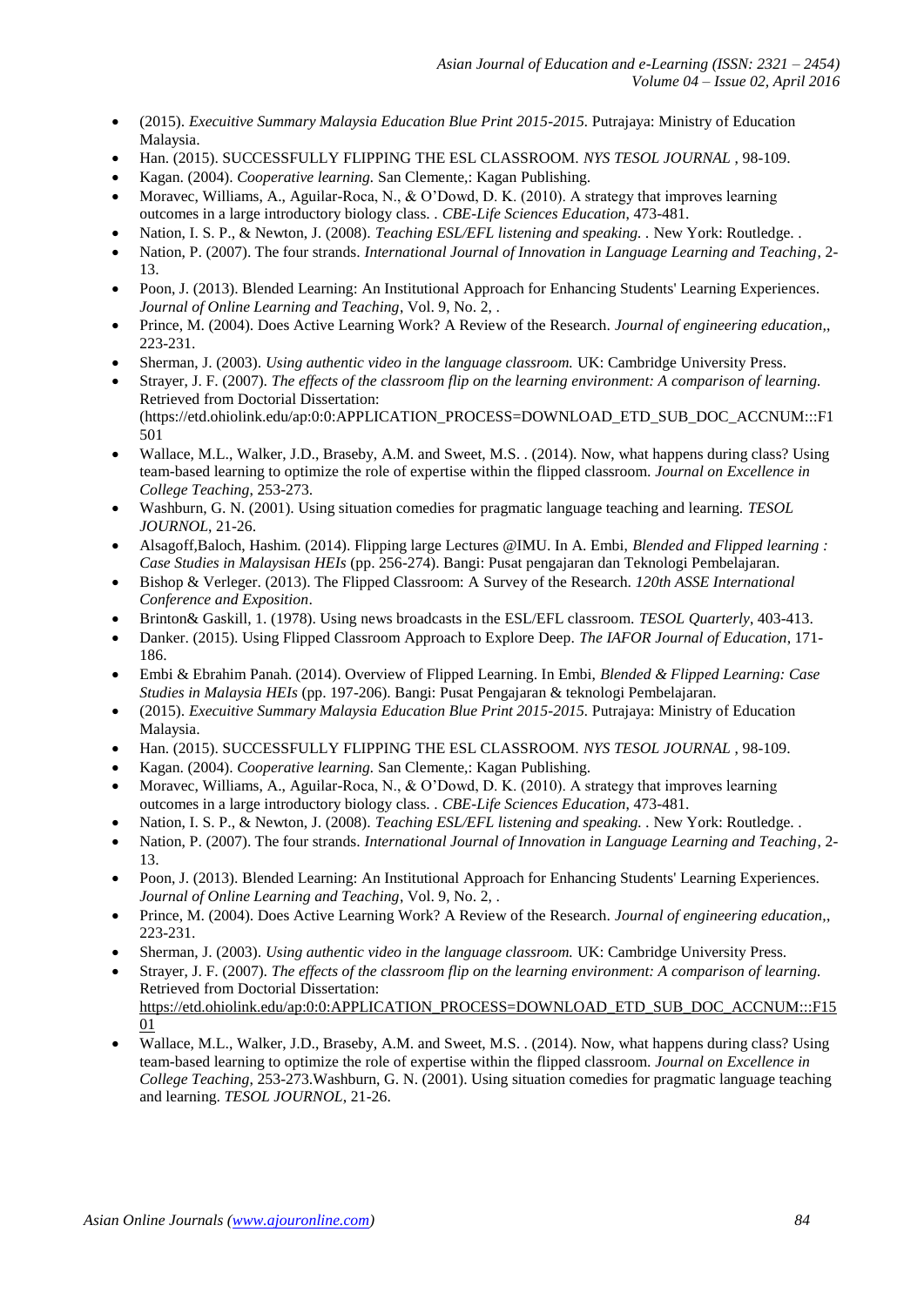- (2015). *Execuitive Summary Malaysia Education Blue Print 2015-2015.* Putrajaya: Ministry of Education Malaysia.
- Han. (2015). SUCCESSFULLY FLIPPING THE ESL CLASSROOM. *NYS TESOL JOURNAL* , 98-109.
- Kagan. (2004). *Cooperative learning.* San Clemente,: Kagan Publishing.
- Moravec, Williams, A., Aguilar-Roca, N., & O'Dowd, D. K. (2010). A strategy that improves learning outcomes in a large introductory biology class. . *CBE-Life Sciences Education*, 473-481.
- Nation, I. S. P., & Newton, J. (2008). *Teaching ESL/EFL listening and speaking.* . New York: Routledge. .
- Nation, P. (2007). The four strands. *International Journal of Innovation in Language Learning and Teaching*, 2-13.
- Poon, J. (2013). Blended Learning: An Institutional Approach for Enhancing Students' Learning Experiences. *Journal of Online Learning and Teaching*, Vol. 9, No. 2, .
- Prince, M. (2004). Does Active Learning Work? A Review of the Research. *Journal of engineering education,*, 223-231.
- Sherman, J. (2003). *Using authentic video in the language classroom.* UK: Cambridge University Press.
- Strayer, J. F. (2007). *The effects of the classroom flip on the learning environment: A comparison of learning.* Retrieved from Doctorial Dissertation: (https://etd.ohiolink.edu/ap:0:0:APPLICATION_PROCESS=DOWNLOAD_ETD_SUB_DOC_ACCNUM:::F1501
- Wallace, M.L., Walker, J.D., Braseby, A.M. and Sweet, M.S. . (2014). Now, what happens during class? Using team-based learning to optimize the role of expertise within the flipped classroom. *Journal on Excellence in College Teaching*, 253-273.
- Washburn, G. N. (2001). Using situation comedies for pragmatic language teaching and learning. *TESOL JOURNOL*, 21-26.
- Alsagoff,Baloch, Hashim. (2014). Flipping large Lectures @IMU. In A. Embi, *Blended and Flipped learning : Case Studies in Malaysisan HEIs* (pp. 256-274). Bangi: Pusat pengajaran dan Teknologi Pembelajaran.
- Bishop & Verleger. (2013). The Flipped Classroom: A Survey of the Research. *120th ASSE International Conference and Exposition*.
- Brinton& Gaskill, 1. (1978). Using news broadcasts in the ESL/EFL classroom. *TESOL Quarterly*, 403-413.
- Danker. (2015). Using Flipped Classroom Approach to Explore Deep. *The IAFOR Journal of Education*, 171-186.
- Embi & Ebrahim Panah. (2014). Overview of Flipped Learning. In Embi, *Blended & Flipped Learning: Case Studies in Malaysia HEIs* (pp. 197-206). Bangi: Pusat Pengajaran & teknologi Pembelajaran.
- (2015). *Execuitive Summary Malaysia Education Blue Print 2015-2015.* Putrajaya: Ministry of Education Malaysia.
- Han. (2015). SUCCESSFULLY FLIPPING THE ESL CLASSROOM. *NYS TESOL JOURNAL* , 98-109.
- Kagan. (2004). *Cooperative learning.* San Clemente,: Kagan Publishing.
- Moravec, Williams, A., Aguilar-Roca, N., & O'Dowd, D. K. (2010). A strategy that improves learning outcomes in a large introductory biology class. . *CBE-Life Sciences Education*, 473-481.
- Nation, I. S. P., & Newton, J. (2008). *Teaching ESL/EFL listening and speaking.* . New York: Routledge. .
- Nation, P. (2007). The four strands. *International Journal of Innovation in Language Learning and Teaching*, 2-13.
- Poon, J. (2013). Blended Learning: An Institutional Approach for Enhancing Students' Learning Experiences. *Journal of Online Learning and Teaching*, Vol. 9, No. 2, .
- Prince, M. (2004). Does Active Learning Work? A Review of the Research. *Journal of engineering education,*, 223-231.
- Sherman, J. (2003). *Using authentic video in the language classroom.* UK: Cambridge University Press.
- Strayer, J. F. (2007). *The effects of the classroom flip on the learning environment: A comparison of learning.* Retrieved from Doctorial Dissertation: https://etd.ohiolink.edu/ap:0:0:APPLICATION_PROCESS=DOWNLOAD_ETD_SUB_DOC_ACCNUM:::F1501
- Wallace, M.L., Walker, J.D., Braseby, A.M. and Sweet, M.S. . (2014). Now, what happens during class? Using team-based learning to optimize the role of expertise within the flipped classroom. *Journal on Excellence in College Teaching*, 253-273.Washburn, G. N. (2001). Using situation comedies for pragmatic language teaching and learning. *TESOL JOURNOL*, 21-26.